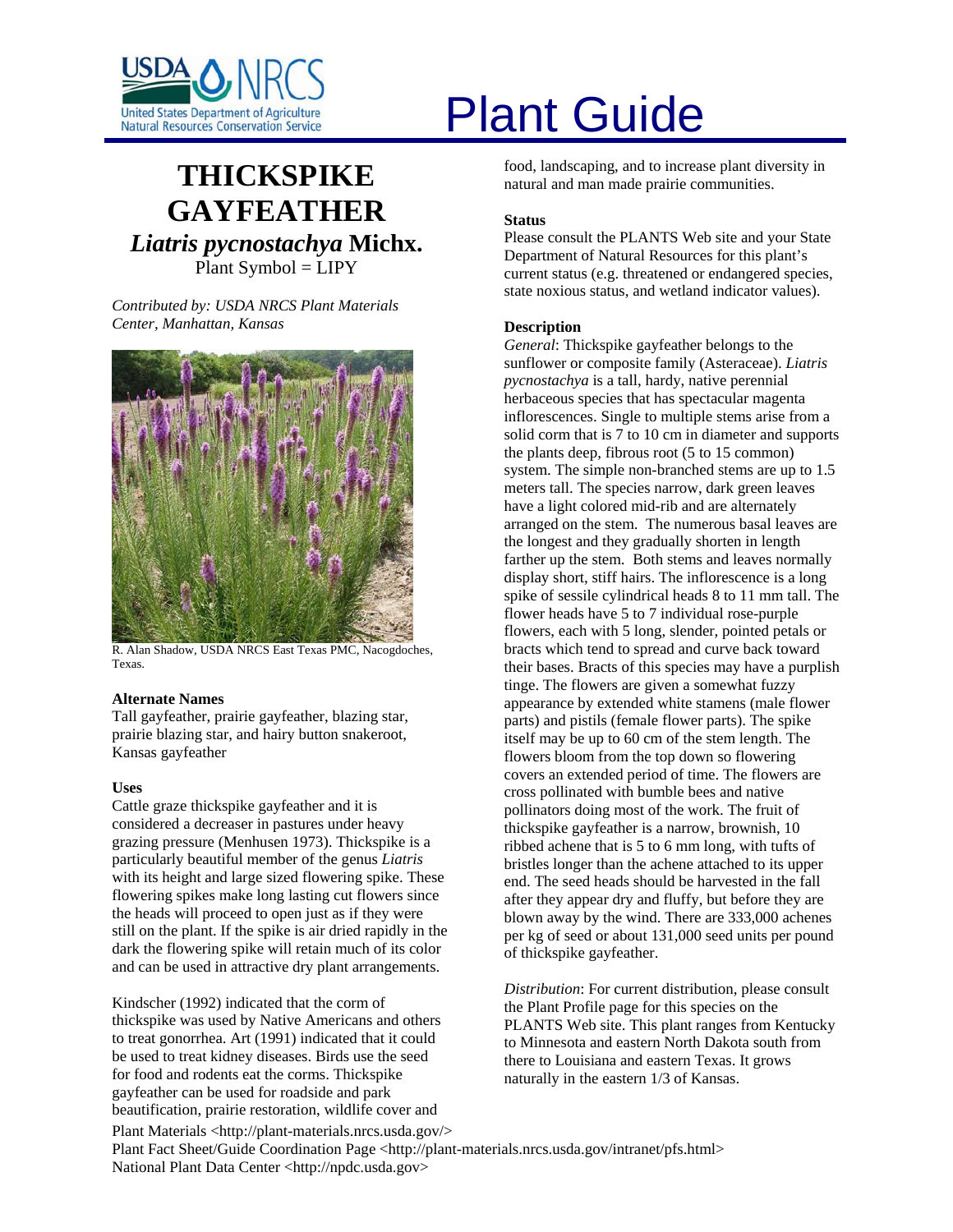# Plant Guide

## THICKSPIKE GAYFEATHER

## *Liatris pycnostachya* Michx.

Plant Symbol = LIPY

*Contributed by: USDA NRCS Plant Materials Center, Manhattan, Kansas*

R. Alan Shadow, USDA NRCS East Texas PMC, Nacogdoches, Texas.

### Alternate Names

Tall gayfeather, prairie gayfeather, blazing star, prairie blazing star, and hairy button snakeroot, Kansas gayfeather

### Uses

Cattle graze thickspike gayfeather and it is considered a decreaser in pastures under heavy grazing pressure (Menhusen 1973). Thickspike is a particularly beautiful member of the genus *Liatris* with its height and large sized flowering spike. These flowering spikes make long lasting cut flowers since the heads will proceed to open just as if they were still on the plant. If the spike is air dried rapidly in the dark the flowering spike will retain much of its color and can be used in attractive dry plant arrangements.

Kindscher (1992) indicated that the corm of thickspike was used by Native Americans and others to treat gonorrhea. Art (1991) indicated that it could be used to treat kidney diseases. Birds use the seed for food and rodents eat the corms. Thickspike gayfeather can be used for roadside and park beautification, prairie restoration, wildlife cover and food, landscaping, and to increase plant diversity in natural and man made prairie communities.

### Status

Please consult the PLANTS Web site and your State Department of Natural Resources for this plant's current status (e.g. threatened or endangered species, state noxious status, and wetland indicator values).

### Description

*General*: Thickspike gayfeather belongs to the sunflower or composite family (Asteraceae). *Liatris pycnostachya* is a tall, hardy, native perennial herbaceous species that has spectacular magenta inflorescences. Single to multiple stems arise from a solid corm that is 7 to 10 cm in diameter and supports the plants deep, fibrous root (5 to 15 common) system. The simple non-branched stems are up to 1.5 meters tall. The species narrow, dark green leaves have a light colored mid-rib and are alternately arranged on the stem. The numerous basal leaves are the longest and they gradually shorten in length farther up the stem. Both stems and leaves normally display short, stiff hairs. The inflorescence is a long spike of sessile cylindrical heads 8 to 11 mm tall. The flower heads have 5 to 7 individual rose-purple flowers, each with 5 long, slender, pointed petals or bracts which tend to spread and curve back toward their bases. Bracts of this species may have a purplish tinge. The flowers are given a somewhat fuzzy appearance by extended white stamens (male flower parts) and pistils (female flower parts). The spike itself may be up to 60 cm of the stem length. The flowers bloom from the top down so flowering covers an extended period of time. The flowers are cross pollinated with bumble bees and native pollinators doing most of the work. The fruit of thickspike gayfeather is a narrow, brownish, 10 ribbed achene that is 5 to 6 mm long, with tufts of bristles longer than the achene attached to its upper end. The seed heads should be harvested in the fall after they appear dry and fluffy, but before they are blown away by the wind. There are 333,000 achenes per kg of seed or about 131,000 seed units per pound of thickspike gayfeather.

*Distribution*: For current distribution, please consult the Plant Profile page for this species on the PLANTS Web site. This plant ranges from Kentucky to Minnesota and eastern North Dakota south from there to Louisiana and eastern Texas. It grows naturally in the eastern 1/3 of Kansas.

Plant Materials <http://plant-materials.nrcs.usda.gov/>
Plant Fact Sheet/Guide Coordination Page <http://plant-materials.nrcs.usda.gov/intranet/pfs.html>
National Plant Data Center <http://npdc.usda.gov>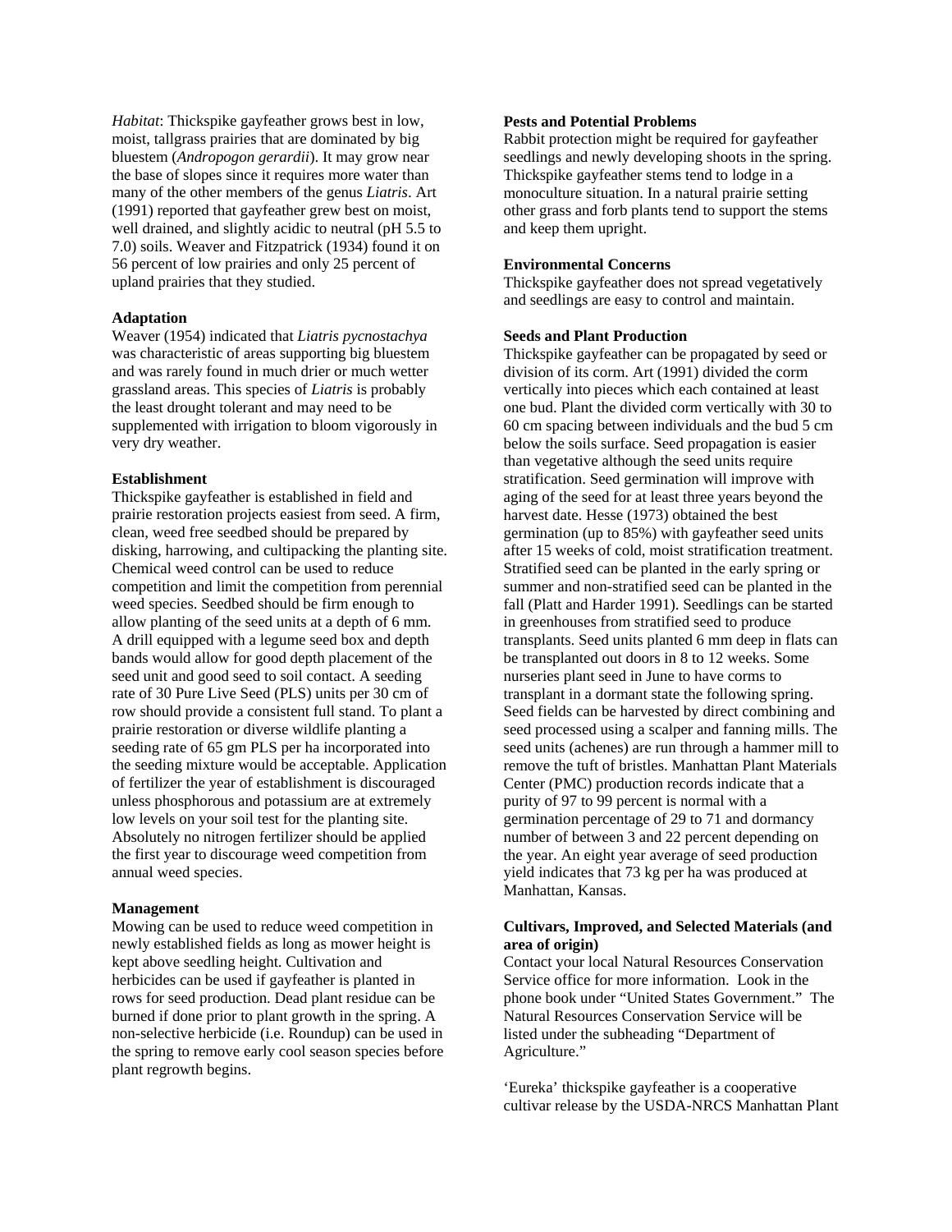*Habitat*: Thickspike gayfeather grows best in low, moist, tallgrass prairies that are dominated by big bluestem (*Andropogon gerardii*). It may grow near the base of slopes since it requires more water than many of the other members of the genus *Liatris*. Art (1991) reported that gayfeather grew best on moist, well drained, and slightly acidic to neutral (pH 5.5 to 7.0) soils. Weaver and Fitzpatrick (1934) found it on 56 percent of low prairies and only 25 percent of upland prairies that they studied.

**Adaptation**

Weaver (1954) indicated that *Liatris pycnostachya* was characteristic of areas supporting big bluestem and was rarely found in much drier or much wetter grassland areas. This species of *Liatris* is probably the least drought tolerant and may need to be supplemented with irrigation to bloom vigorously in very dry weather.

**Establishment**

Thickspike gayfeather is established in field and prairie restoration projects easiest from seed. A firm, clean, weed free seedbed should be prepared by disking, harrowing, and cultipacking the planting site. Chemical weed control can be used to reduce competition and limit the competition from perennial weed species. Seedbed should be firm enough to allow planting of the seed units at a depth of 6 mm. A drill equipped with a legume seed box and depth bands would allow for good depth placement of the seed unit and good seed to soil contact. A seeding rate of 30 Pure Live Seed (PLS) units per 30 cm of row should provide a consistent full stand. To plant a prairie restoration or diverse wildlife planting a seeding rate of 65 gm PLS per ha incorporated into the seeding mixture would be acceptable. Application of fertilizer the year of establishment is discouraged unless phosphorous and potassium are at extremely low levels on your soil test for the planting site. Absolutely no nitrogen fertilizer should be applied the first year to discourage weed competition from annual weed species.

**Management**

Mowing can be used to reduce weed competition in newly established fields as long as mower height is kept above seedling height. Cultivation and herbicides can be used if gayfeather is planted in rows for seed production. Dead plant residue can be burned if done prior to plant growth in the spring. A non-selective herbicide (i.e. Roundup) can be used in the spring to remove early cool season species before plant regrowth begins.

**Pests and Potential Problems**

Rabbit protection might be required for gayfeather seedlings and newly developing shoots in the spring. Thickspike gayfeather stems tend to lodge in a monoculture situation. In a natural prairie setting other grass and forb plants tend to support the stems and keep them upright.

**Environmental Concerns**

Thickspike gayfeather does not spread vegetatively and seedlings are easy to control and maintain.

**Seeds and Plant Production**

Thickspike gayfeather can be propagated by seed or division of its corm. Art (1991) divided the corm vertically into pieces which each contained at least one bud. Plant the divided corm vertically with 30 to 60 cm spacing between individuals and the bud 5 cm below the soils surface. Seed propagation is easier than vegetative although the seed units require stratification. Seed germination will improve with aging of the seed for at least three years beyond the harvest date. Hesse (1973) obtained the best germination (up to 85%) with gayfeather seed units after 15 weeks of cold, moist stratification treatment. Stratified seed can be planted in the early spring or summer and non-stratified seed can be planted in the fall (Platt and Harder 1991). Seedlings can be started in greenhouses from stratified seed to produce transplants. Seed units planted 6 mm deep in flats can be transplanted out doors in 8 to 12 weeks. Some nurseries plant seed in June to have corms to transplant in a dormant state the following spring. Seed fields can be harvested by direct combining and seed processed using a scalper and fanning mills. The seed units (achenes) are run through a hammer mill to remove the tuft of bristles. Manhattan Plant Materials Center (PMC) production records indicate that a purity of 97 to 99 percent is normal with a germination percentage of 29 to 71 and dormancy number of between 3 and 22 percent depending on the year. An eight year average of seed production yield indicates that 73 kg per ha was produced at Manhattan, Kansas.

**Cultivars, Improved, and Selected Materials (and area of origin)**

Contact your local Natural Resources Conservation Service office for more information. Look in the phone book under "United States Government." The Natural Resources Conservation Service will be listed under the subheading "Department of Agriculture."

'Eureka' thickspike gayfeather is a cooperative cultivar release by the USDA-NRCS Manhattan Plant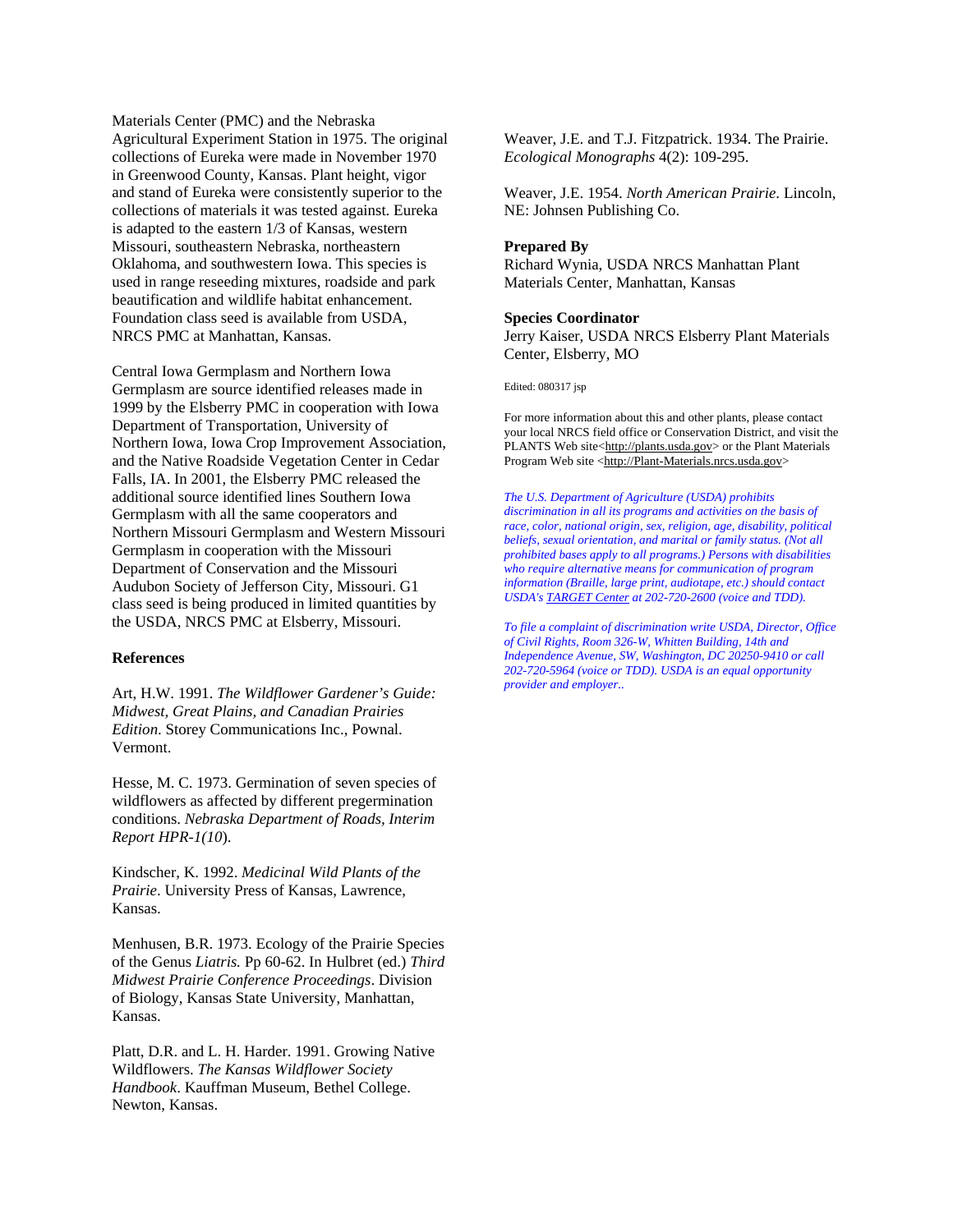Materials Center (PMC) and the Nebraska Agricultural Experiment Station in 1975. The original collections of Eureka were made in November 1970 in Greenwood County, Kansas. Plant height, vigor and stand of Eureka were consistently superior to the collections of materials it was tested against. Eureka is adapted to the eastern 1/3 of Kansas, western Missouri, southeastern Nebraska, northeastern Oklahoma, and southwestern Iowa. This species is used in range reseeding mixtures, roadside and park beautification and wildlife habitat enhancement. Foundation class seed is available from USDA, NRCS PMC at Manhattan, Kansas.

Central Iowa Germplasm and Northern Iowa Germplasm are source identified releases made in 1999 by the Elsberry PMC in cooperation with Iowa Department of Transportation, University of Northern Iowa, Iowa Crop Improvement Association, and the Native Roadside Vegetation Center in Cedar Falls, IA. In 2001, the Elsberry PMC released the additional source identified lines Southern Iowa Germplasm with all the same cooperators and Northern Missouri Germplasm and Western Missouri Germplasm in cooperation with the Missouri Department of Conservation and the Missouri Audubon Society of Jefferson City, Missouri. G1 class seed is being produced in limited quantities by the USDA, NRCS PMC at Elsberry, Missouri.

**References**

Art, H.W. 1991. *The Wildflower Gardener's Guide: Midwest, Great Plains, and Canadian Prairies Edition.* Storey Communications Inc., Pownal. Vermont.

Hesse, M. C. 1973. Germination of seven species of wildflowers as affected by different pregermination conditions. *Nebraska Department of Roads, Interim Report HPR-1(10)*.

Kindscher, K. 1992. *Medicinal Wild Plants of the Prairie*. University Press of Kansas, Lawrence, Kansas.

Menhusen, B.R. 1973. Ecology of the Prairie Species of the Genus *Liatris.* Pp 60-62. In Hulbret (ed.) *Third Midwest Prairie Conference Proceedings*. Division of Biology, Kansas State University, Manhattan, Kansas.

Platt, D.R. and L. H. Harder. 1991. Growing Native Wildflowers. *The Kansas Wildflower Society Handbook*. Kauffman Museum, Bethel College. Newton, Kansas.

Weaver, J.E. and T.J. Fitzpatrick. 1934. The Prairie. *Ecological Monographs* 4(2): 109-295.

Weaver, J.E. 1954. *North American Prairie*. Lincoln, NE: Johnsen Publishing Co.

**Prepared By**
Richard Wynia, USDA NRCS Manhattan Plant Materials Center, Manhattan, Kansas

**Species Coordinator**
Jerry Kaiser, USDA NRCS Elsberry Plant Materials Center, Elsberry, MO

Edited: 080317 jsp

For more information about this and other plants, please contact your local NRCS field office or Conservation District, and visit the PLANTS Web site<http://plants.usda.gov> or the Plant Materials Program Web site <http://Plant-Materials.nrcs.usda.gov>

*The U.S. Department of Agriculture (USDA) prohibits discrimination in all its programs and activities on the basis of race, color, national origin, sex, religion, age, disability, political beliefs, sexual orientation, and marital or family status. (Not all prohibited bases apply to all programs.) Persons with disabilities who require alternative means for communication of program information (Braille, large print, audiotape, etc.) should contact USDA's TARGET Center at 202-720-2600 (voice and TDD).*

*To file a complaint of discrimination write USDA, Director, Office of Civil Rights, Room 326-W, Whitten Building, 14th and Independence Avenue, SW, Washington, DC 20250-9410 or call 202-720-5964 (voice or TDD). USDA is an equal opportunity provider and employer..*